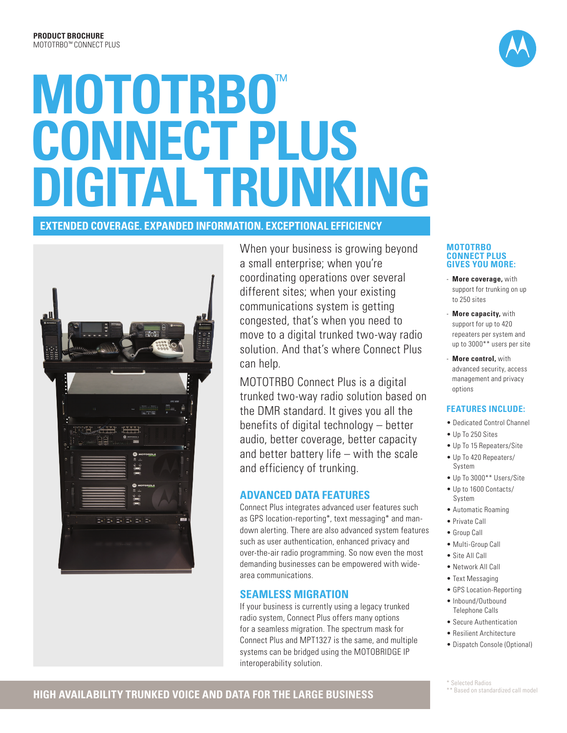PRODUCT BROCHURE
MOTOTRBO™ CONNECT PLUS

# MOTOTRBO™ CONNECT PLUS DIGITAL TRUNKING

## EXTENDED COVERAGE. EXPANDED INFORMATION. EXCEPTIONAL EFFICIENCY

When your business is growing beyond a small enterprise; when you're coordinating operations over several different sites; when your existing communications system is getting congested, that's when you need to move to a digital trunked two-way radio solution. And that's where Connect Plus can help.

MOTOTRBO Connect Plus is a digital trunked two-way radio solution based on the DMR standard. It gives you all the benefits of digital technology – better audio, better coverage, better capacity and better battery life – with the scale and efficiency of trunking.

### ADVANCED DATA FEATURES

Connect Plus integrates advanced user features such as GPS location-reporting*, text messaging* and man-down alerting. There are also advanced system features such as user authentication, enhanced privacy and over-the-air radio programming. So now even the most demanding businesses can be empowered with wide-area communications.

### SEAMLESS MIGRATION

If your business is currently using a legacy trunked radio system, Connect Plus offers many options for a seamless migration. The spectrum mask for Connect Plus and MPT1327 is the same, and multiple systems can be bridged using the MOTOBRIDGE IP interoperability solution.

### MOTOTRBO CONNECT PLUS GIVES YOU MORE:

- **More coverage,** with support for trunking on up to 250 sites
- **More capacity,** with support for up to 420 repeaters per system and up to 3000** users per site
- **More control,** with advanced security, access management and privacy options

### FEATURES INCLUDE:

- Dedicated Control Channel
- Up To 250 Sites
- Up To 15 Repeaters/Site
- Up To 420 Repeaters/System
- Up To 3000** Users/Site
- Up to 1600 Contacts/System
- Automatic Roaming
- Private Call
- Group Call
- Multi-Group Call
- Site All Call
- Network All Call
- Text Messaging
- GPS Location-Reporting
- Inbound/Outbound Telephone Calls
- Secure Authentication
- Resilient Architecture
- Dispatch Console (Optional)

\* Selected Radios
** Based on standardized call model

## HIGH AVAILABILITY TRUNKED VOICE AND DATA FOR THE LARGE BUSINESS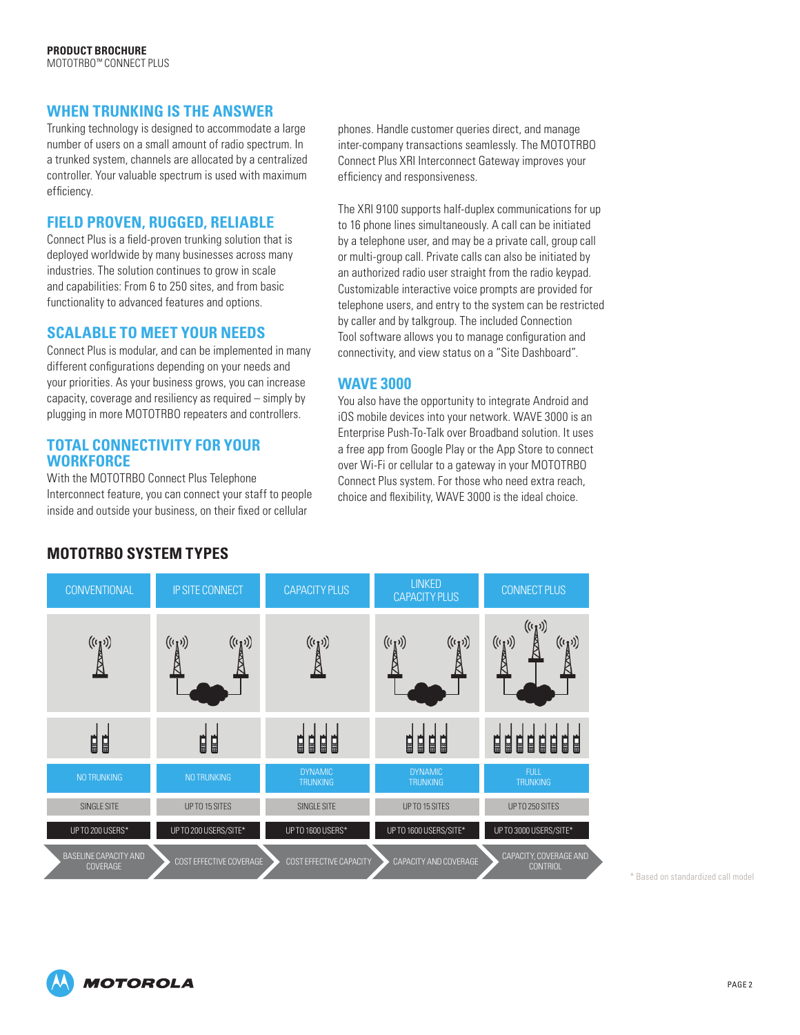## WHEN TRUNKING IS THE ANSWER

Trunking technology is designed to accommodate a large number of users on a small amount of radio spectrum. In a trunked system, channels are allocated by a centralized controller. Your valuable spectrum is used with maximum efficiency.

## FIELD PROVEN, RUGGED, RELIABLE

Connect Plus is a field-proven trunking solution that is deployed worldwide by many businesses across many industries. The solution continues to grow in scale and capabilities: From 6 to 250 sites, and from basic functionality to advanced features and options.

## SCALABLE TO MEET YOUR NEEDS

Connect Plus is modular, and can be implemented in many different configurations depending on your needs and your priorities. As your business grows, you can increase capacity, coverage and resiliency as required – simply by plugging in more MOTOTRBO repeaters and controllers.

## TOTAL CONNECTIVITY FOR YOUR WORKFORCE

With the MOTOTRBO Connect Plus Telephone Interconnect feature, you can connect your staff to people inside and outside your business, on their fixed or cellular phones. Handle customer queries direct, and manage inter-company transactions seamlessly. The MOTOTRBO Connect Plus XRI Interconnect Gateway improves your efficiency and responsiveness.

The XRI 9100 supports half-duplex communications for up to 16 phone lines simultaneously. A call can be initiated by a telephone user, and may be a private call, group call or multi-group call. Private calls can also be initiated by an authorized radio user straight from the radio keypad. Customizable interactive voice prompts are provided for telephone users, and entry to the system can be restricted by caller and by talkgroup. The included Connection Tool software allows you to manage configuration and connectivity, and view status on a "Site Dashboard".

## WAVE 3000

You also have the opportunity to integrate Android and iOS mobile devices into your network. WAVE 3000 is an Enterprise Push-To-Talk over Broadband solution. It uses a free app from Google Play or the App Store to connect over Wi-Fi or cellular to a gateway in your MOTOTRBO Connect Plus system. For those who need extra reach, choice and flexibility, WAVE 3000 is the ideal choice.

## MOTOTRBO SYSTEM TYPES

| CONVENTIONAL | IP SITE CONNECT | CAPACITY PLUS | LINKED CAPACITY PLUS | CONNECT PLUS |
|---|---|---|---|---|
| NO TRUNKING | NO TRUNKING | DYNAMIC TRUNKING | DYNAMIC TRUNKING | FULL TRUNKING |
| SINGLE SITE | UP TO 15 SITES | SINGLE SITE | UP TO 15 SITES | UP TO 250 SITES |
| UP TO 200 USERS* | UP TO 200 USERS/SITE* | UP TO 1600 USERS* | UP TO 1600 USERS/SITE* | UP TO 3000 USERS/SITE* |
| BASELINE CAPACITY AND COVERAGE | COST EFFECTIVE COVERAGE | COST EFFECTIVE CAPACITY | CAPACITY AND COVERAGE | CAPACITY, COVERAGE AND CONTRIOL |

* Based on standardized call model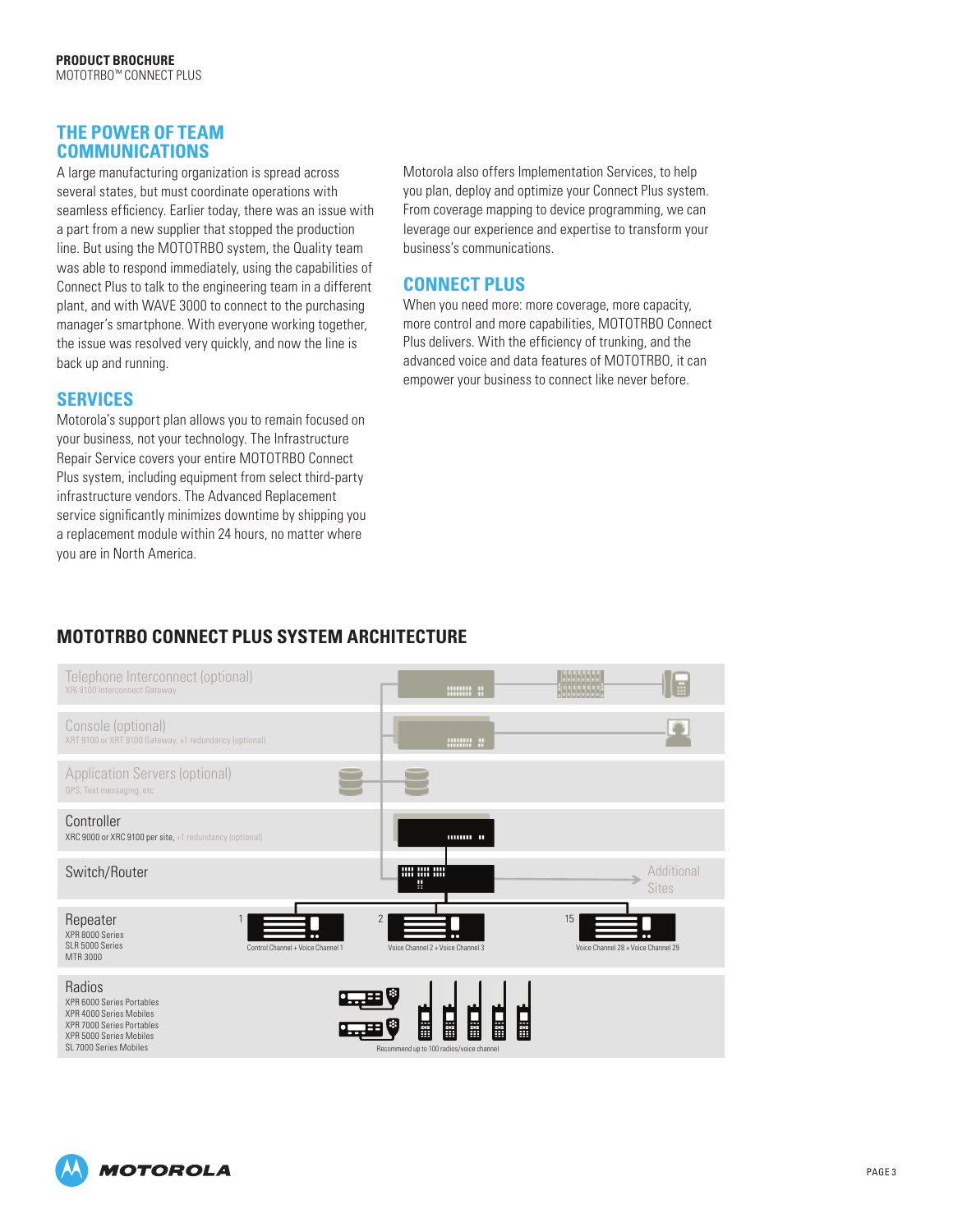## THE POWER OF TEAM COMMUNICATIONS

A large manufacturing organization is spread across several states, but must coordinate operations with seamless efficiency. Earlier today, there was an issue with a part from a new supplier that stopped the production line. But using the MOTOTRBO system, the Quality team was able to respond immediately, using the capabilities of Connect Plus to talk to the engineering team in a different plant, and with WAVE 3000 to connect to the purchasing manager's smartphone. With everyone working together, the issue was resolved very quickly, and now the line is back up and running.

## SERVICES

Motorola's support plan allows you to remain focused on your business, not your technology. The Infrastructure Repair Service covers your entire MOTOTRBO Connect Plus system, including equipment from select third-party infrastructure vendors. The Advanced Replacement service significantly minimizes downtime by shipping you a replacement module within 24 hours, no matter where you are in North America.

Motorola also offers Implementation Services, to help you plan, deploy and optimize your Connect Plus system. From coverage mapping to device programming, we can leverage our experience and expertise to transform your business's communications.

## CONNECT PLUS

When you need more: more coverage, more capacity, more control and more capabilities, MOTOTRBO Connect Plus delivers. With the efficiency of trunking, and the advanced voice and data features of MOTOTRBO, it can empower your business to connect like never before.

## MOTOTRBO CONNECT PLUS SYSTEM ARCHITECTURE

Telephone Interconnect (optional)
XRI 9100 Interconnect Gateway

Console (optional)
XRT 9000 or XRT 9100 Gateway, +1 redundancy (optional)

Application Servers (optional)
GPS, Text messaging, etc

Controller
XRC 9000 or XRC 9100 per site, +1 redundancy (optional)

Switch/Router

Additional Sites

Repeater
XPR 8000 Series
SLR 5000 Series
MTR 3000

1 Control Channel + Voice Channel 1

2 Voice Channel 2 + Voice Channel 3

15 Voice Channel 28 + Voice Channel 29

Radios
XPR 6000 Series Portables
XPR 4000 Series Mobiles
XPR 7000 Series Portables
XPR 5000 Series Mobiles
SL 7000 Series Mobiles

Recommend up to 100 radios/voice channel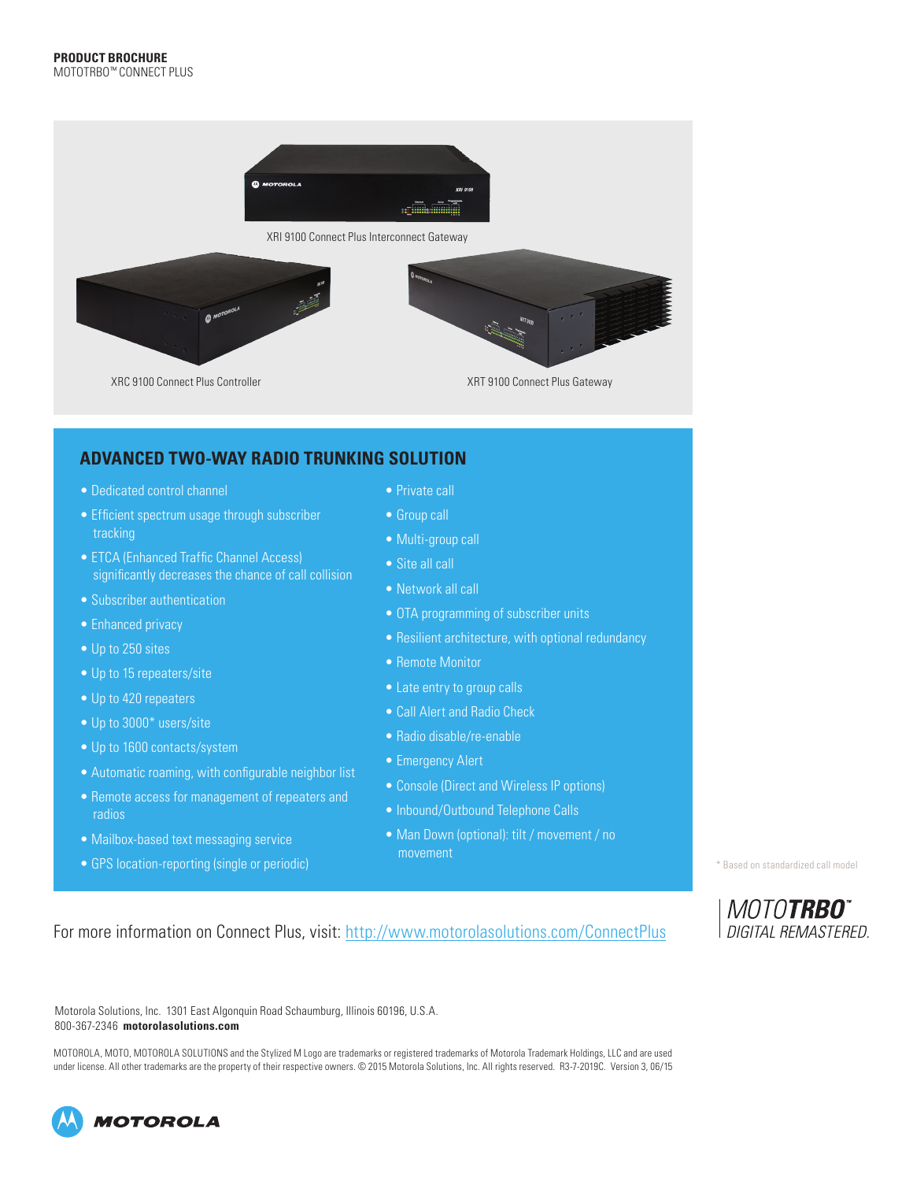XRI 9100 Connect Plus Interconnect Gateway

XRC 9100 Connect Plus Controller

XRT 9100 Connect Plus Gateway

## ADVANCED TWO-WAY RADIO TRUNKING SOLUTION

- Dedicated control channel
- Efficient spectrum usage through subscriber tracking
- ETCA (Enhanced Traffic Channel Access) significantly decreases the chance of call collision
- Subscriber authentication
- Enhanced privacy
- Up to 250 sites
- Up to 15 repeaters/site
- Up to 420 repeaters
- Up to 3000* users/site
- Up to 1600 contacts/system
- Automatic roaming, with configurable neighbor list
- Remote access for management of repeaters and radios
- Mailbox-based text messaging service
- GPS location-reporting (single or periodic)
- Private call
- Group call
- Multi-group call
- Site all call
- Network all call
- OTA programming of subscriber units
- Resilient architecture, with optional redundancy
- Remote Monitor
- Late entry to group calls
- Call Alert and Radio Check
- Radio disable/re-enable
- Emergency Alert
- Console (Direct and Wireless IP options)
- Inbound/Outbound Telephone Calls
- Man Down (optional): tilt / movement / no movement

* Based on standardized call model

For more information on Connect Plus, visit: http://www.motorolasolutions.com/ConnectPlus

MOTOTRBO™ DIGITAL REMASTERED.

Motorola Solutions, Inc. 1301 East Algonquin Road Schaumburg, Illinois 60196, U.S.A.
800-367-2346 **motorolasolutions.com**

MOTOROLA, MOTO, MOTOROLA SOLUTIONS and the Stylized M Logo are trademarks or registered trademarks of Motorola Trademark Holdings, LLC and are used under license. All other trademarks are the property of their respective owners. © 2015 Motorola Solutions, Inc. All rights reserved. R3-7-2019C. Version 3, 06/15

MOTOROLA